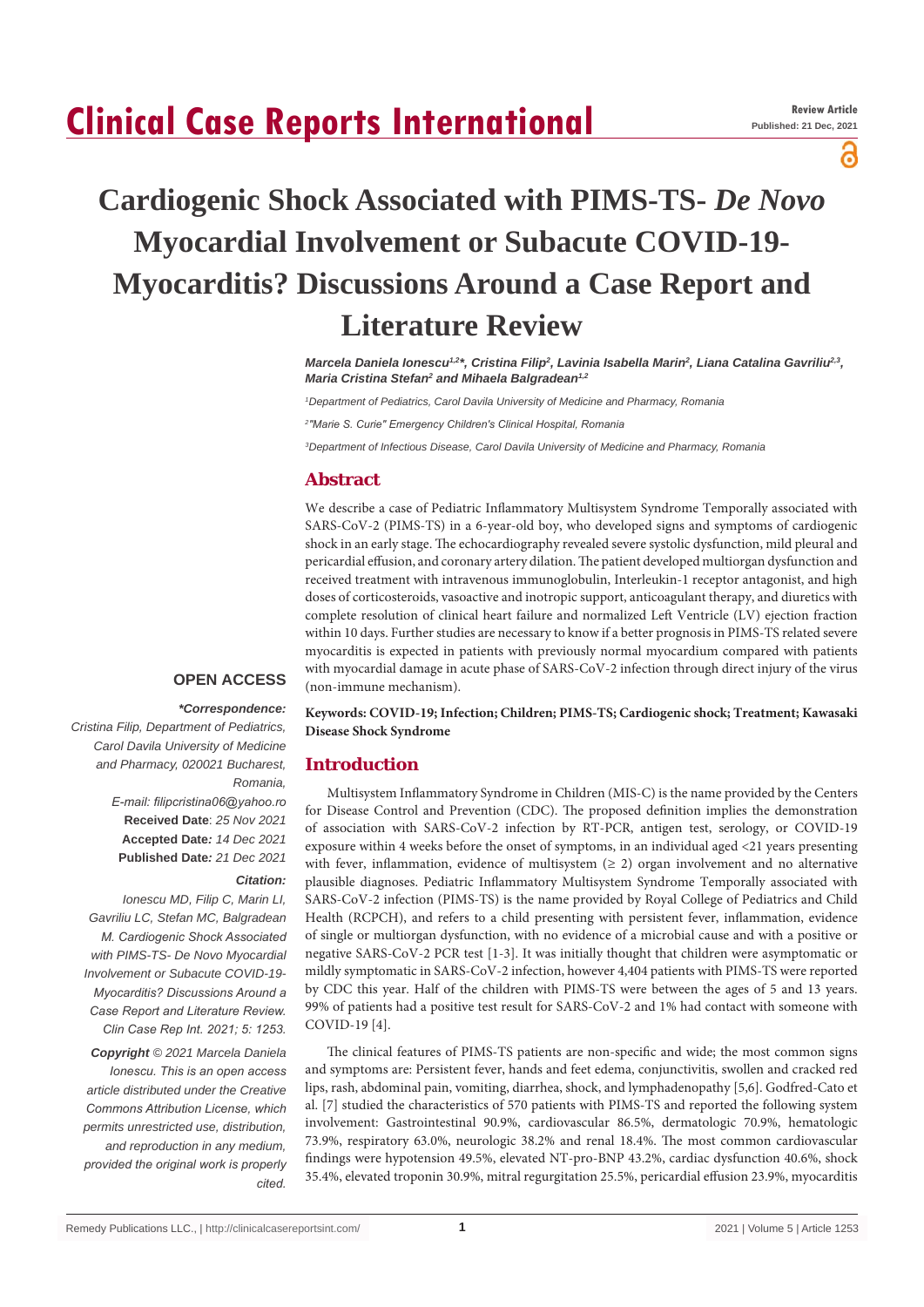# Clinical Case Reports International

**Review Article**
**Published: 21 Dec, 2021**

# Cardiogenic Shock Associated with PIMS-TS- *De Novo* Myocardial Involvement or Subacute COVID-19-Myocarditis? Discussions Around a Case Report and Literature Review

***Marcela Daniela Ionescu[1,2]\*, Cristina Filip[2], Lavinia Isabela Marin[2], Liana Catalina Gavriliu[2,3], Maria Cristina Stefan[2] and Mihaela Balgradean[1,2]***

*[1]Department of Pediatrics, Carol Davila University of Medicine and Pharmacy, Romania*

*[2]"Marie S. Curie" Emergency Children's Clinical Hospital, Romania*

*[3]Department of Infectious Disease, Carol Davila University of Medicine and Pharmacy, Romania*

## Abstract

We describe a case of Pediatric Inflammatory Multisystem Syndrome Temporally associated with SARS-CoV-2 (PIMS-TS) in a 6-year-old boy, who developed signs and symptoms of cardiogenic shock in an early stage. The echocardiography revealed severe systolic dysfunction, mild pleural and pericardial effusion, and coronary artery dilation. The patient developed multiorgan dysfunction and received treatment with intravenous immunoglobulin, Interleukin-1 receptor antagonist, and high doses of corticosteroids, vasoactive and inotropic support, anticoagulant therapy, and diuretics with complete resolution of clinical heart failure and normalized Left Ventricle (LV) ejection fraction within 10 days. Further studies are necessary to know if a better prognosis in PIMS-TS related severe myocarditis is expected in patients with previously normal myocardium compared with patients with myocardial damage in acute phase of SARS-CoV-2 infection through direct injury of the virus (non-immune mechanism).

**Keywords: COVID-19; Infection; Children; PIMS-TS; Cardiogenic shock; Treatment; Kawasaki Disease Shock Syndrome**

**OPEN ACCESS**

***\*Correspondence:***
*Cristina Filip, Department of Pediatrics, Carol Davila University of Medicine and Pharmacy, 020021 Bucharest, Romania,*
*E-mail: filipcristina06@yahoo.ro*
**Received Date**: *25 Nov 2021*
**Accepted Date***: 14 Dec 2021*
**Published Date***: 21 Dec 2021*

***Citation:***
*Ionescu MD, Filip C, Marin LI, Gavriliu LC, Stefan MC, Balgradean M. Cardiogenic Shock Associated with PIMS-TS- De Novo Myocardial Involvement or Subacute COVID-19-Myocarditis? Discussions Around a Case Report and Literature Review. Clin Case Rep Int. 2021; 5: 1253.*

***Copyright** © 2021 Marcela Daniela Ionescu. This is an open access article distributed under the Creative Commons Attribution License, which permits unrestricted use, distribution, and reproduction in any medium, provided the original work is properly cited.*

## Introduction

Multisystem Inflammatory Syndrome in Children (MIS-C) is the name provided by the Centers for Disease Control and Prevention (CDC). The proposed definition implies the demonstration of association with SARS-CoV-2 infection by RT-PCR, antigen test, serology, or COVID-19 exposure within 4 weeks before the onset of symptoms, in an individual aged <21 years presenting with fever, inflammation, evidence of multisystem (≥ 2) organ involvement and no alternative plausible diagnoses. Pediatric Inflammatory Multisystem Syndrome Temporally associated with SARS-CoV-2 infection (PIMS-TS) is the name provided by Royal College of Pediatrics and Child Health (RCPCH), and refers to a child presenting with persistent fever, inflammation, evidence of single or multiorgan dysfunction, with no evidence of a microbial cause and with a positive or negative SARS-CoV-2 PCR test [1-3]. It was initially thought that children were asymptomatic or mildly symptomatic in SARS-CoV-2 infection, however 4,404 patients with PIMS-TS were reported by CDC this year. Half of the children with PIMS-TS were between the ages of 5 and 13 years. 99% of patients had a positive test result for SARS-CoV-2 and 1% had contact with someone with COVID-19 [4].

The clinical features of PIMS-TS patients are non-specific and wide; the most common signs and symptoms are: Persistent fever, hands and feet edema, conjunctivitis, swollen and cracked red lips, rash, abdominal pain, vomiting, diarrhea, shock, and lymphadenopathy [5,6]. Godfred-Cato et al. [7] studied the characteristics of 570 patients with PIMS-TS and reported the following system involvement: Gastrointestinal 90.9%, cardiovascular 86.5%, dermatologic 70.9%, hematologic 73.9%, respiratory 63.0%, neurologic 38.2% and renal 18.4%. The most common cardiovascular findings were hypotension 49.5%, elevated NT-pro-BNP 43.2%, cardiac dysfunction 40.6%, shock 35.4%, elevated troponin 30.9%, mitral regurgitation 25.5%, pericardial effusion 23.9%, myocarditis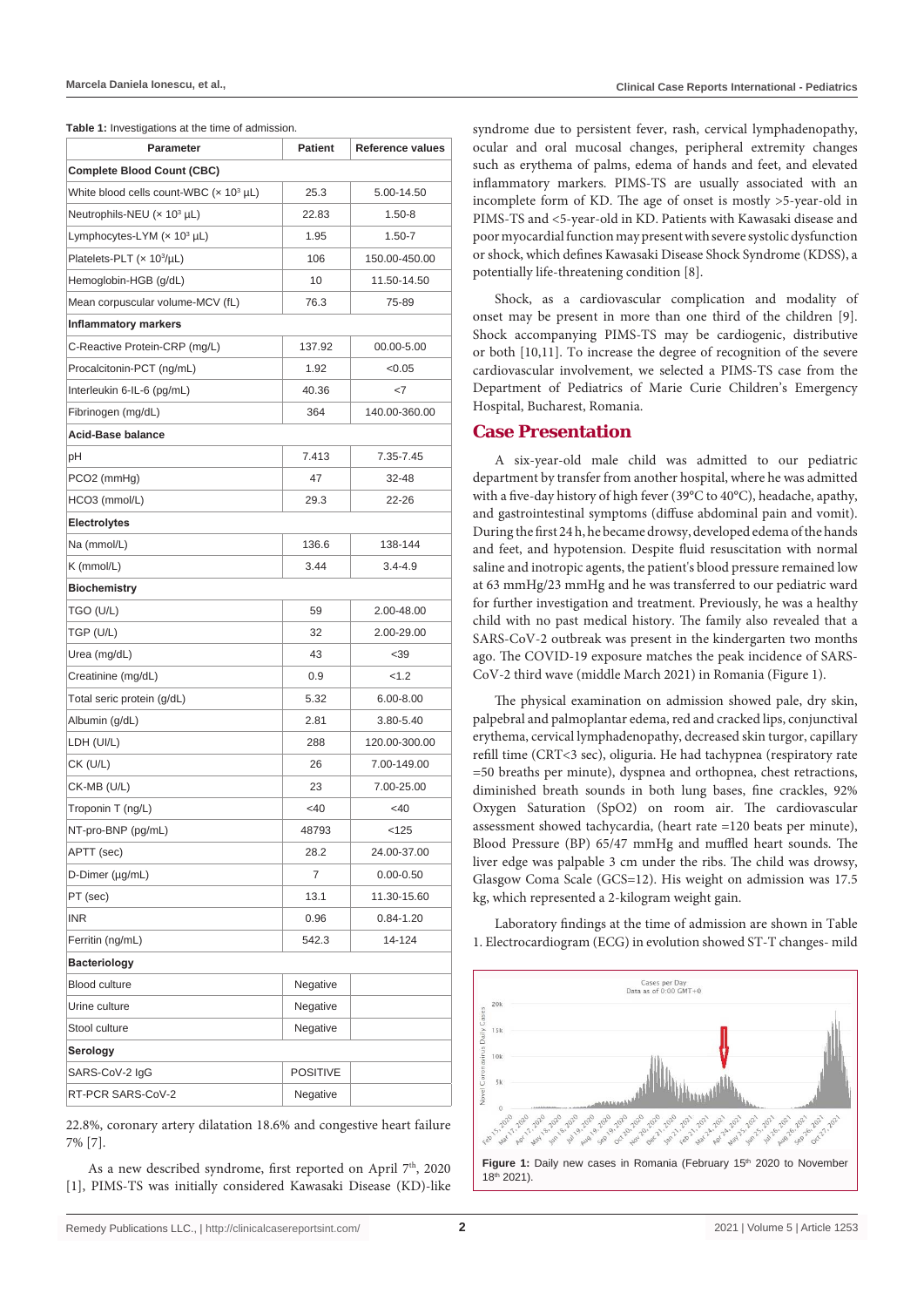**Table 1:** Investigations at the time of admission.

| Parameter | Patient | Reference values |
|---|---|---|
| **Complete Blood Count (CBC)** | | |
| White blood cells count-WBC (× $10^3$ µL) | 25.3 | 5.00-14.50 |
| Neutrophils-NEU (× $10^3$ µL) | 22.83 | 1.50-8 |
| Lymphocytes-LYM (× $10^3$ µL) | 1.95 | 1.50-7 |
| Platelets-PLT (× $10^3$/µL) | 106 | 150.00-450.00 |
| Hemoglobin-HGB (g/dL) | 10 | 11.50-14.50 |
| Mean corpuscular volume-MCV (fL) | 76.3 | 75-89 |
| **Inflammatory markers** | | |
| C-Reactive Protein-CRP (mg/L) | 137.92 | 00.00-5.00 |
| Procalcitonin-PCT (ng/mL) | 1.92 | <0.05 |
| Interleukin 6-IL-6 (pg/mL) | 40.36 | <7 |
| Fibrinogen (mg/dL) | 364 | 140.00-360.00 |
| **Acid-Base balance** | | |
| pH | 7.413 | 7.35-7.45 |
| PCO2 (mmHg) | 47 | 32-48 |
| HCO3 (mmol/L) | 29.3 | 22-26 |
| **Electrolytes** | | |
| Na (mmol/L) | 136.6 | 138-144 |
| K (mmol/L) | 3.44 | 3.4-4.9 |
| **Biochemistry** | | |
| TGO (U/L) | 59 | 2.00-48.00 |
| TGP (U/L) | 32 | 2.00-29.00 |
| Urea (mg/dL) | 43 | <39 |
| Creatinine (mg/dL) | 0.9 | <1.2 |
| Total seric protein (g/dL) | 5.32 | 6.00-8.00 |
| Albumin (g/dL) | 2.81 | 3.80-5.40 |
| LDH (UI/L) | 288 | 120.00-300.00 |
| CK (U/L) | 26 | 7.00-149.00 |
| CK-MB (U/L) | 23 | 7.00-25.00 |
| Troponin T (ng/L) | <40 | <40 |
| NT-pro-BNP (pg/mL) | 48793 | <125 |
| APTT (sec) | 28.2 | 24.00-37.00 |
| D-Dimer (µg/mL) | 7 | 0.00-0.50 |
| PT (sec) | 13.1 | 11.30-15.60 |
| INR | 0.96 | 0.84-1.20 |
| Ferritin (ng/mL) | 542.3 | 14-124 |
| **Bacteriology** | | |
| Blood culture | Negative | |
| Urine culture | Negative | |
| Stool culture | Negative | |
| **Serology** | | |
| SARS-CoV-2 IgG | POSITIVE | |
| RT-PCR SARS-CoV-2 | Negative | |

22.8%, coronary artery dilatation 18.6% and congestive heart failure 7% [7].

As a new described syndrome, first reported on April 7th, 2020 [1], PIMS-TS was initially considered Kawasaki Disease (KD)-like syndrome due to persistent fever, rash, cervical lymphadenopathy, ocular and oral mucosal changes, peripheral extremity changes such as erythema of palms, edema of hands and feet, and elevated inflammatory markers. PIMS-TS are usually associated with an incomplete form of KD. The age of onset is mostly >5-year-old in PIMS-TS and <5-year-old in KD. Patients with Kawasaki disease and poor myocardial function may present with severe systolic dysfunction or shock, which defines Kawasaki Disease Shock Syndrome (KDSS), a potentially life-threatening condition [8].

Shock, as a cardiovascular complication and modality of onset may be present in more than one third of the children [9]. Shock accompanying PIMS-TS may be cardiogenic, distributive or both [10,11]. To increase the degree of recognition of the severe cardiovascular involvement, we selected a PIMS-TS case from the Department of Pediatrics of Marie Curie Children's Emergency Hospital, Bucharest, Romania.

## Case Presentation

A six-year-old male child was admitted to our pediatric department by transfer from another hospital, where he was admitted with a five-day history of high fever (39°C to 40°C), headache, apathy, and gastrointestinal symptoms (diffuse abdominal pain and vomit). During the first 24 h, he became drowsy, developed edema of the hands and feet, and hypotension. Despite fluid resuscitation with normal saline and inotropic agents, the patient's blood pressure remained low at 63 mmHg/23 mmHg and he was transferred to our pediatric ward for further investigation and treatment. Previously, he was a healthy child with no past medical history. The family also revealed that a SARS-CoV-2 outbreak was present in the kindergarten two months ago. The COVID-19 exposure matches the peak incidence of SARS-CoV-2 third wave (middle March 2021) in Romania (Figure 1).

The physical examination on admission showed pale, dry skin, palpebral and palmoplantar edema, red and cracked lips, conjunctival erythema, cervical lymphadenopathy, decreased skin turgor, capillary refill time (CRT<3 sec), oliguria. He had tachypnea (respiratory rate =50 breaths per minute), dyspnea and orthopnea, chest retractions, diminished breath sounds in both lung bases, fine crackles, 92% Oxygen Saturation (SpO2) on room air. The cardiovascular assessment showed tachycardia, (heart rate =120 beats per minute), Blood Pressure (BP) 65/47 mmHg and muffled heart sounds. The liver edge was palpable 3 cm under the ribs. The child was drowsy, Glasgow Coma Scale (GCS=12). His weight on admission was 17.5 kg, which represented a 2-kilogram weight gain.

Laboratory findings at the time of admission are shown in Table 1. Electrocardiogram (ECG) in evolution showed ST-T changes- mild

**Figure 1:** Daily new cases in Romania (February 15th 2020 to November 18th 2021).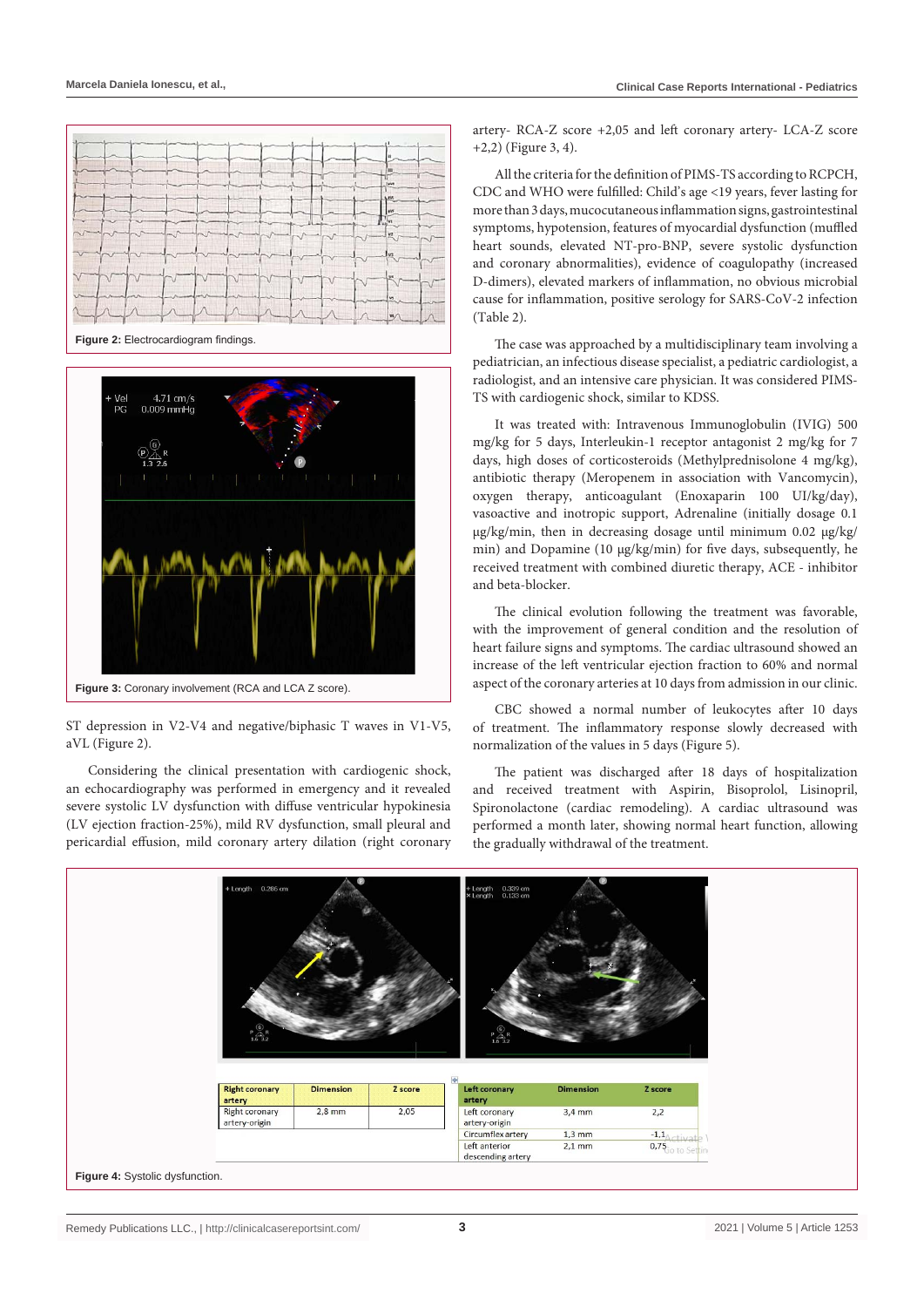Figure 2: Electrocardiogram findings.

Figure 3: Coronary involvement (RCA and LCA Z score).

ST depression in V2-V4 and negative/biphasic T waves in V1-V5, aVL (Figure 2).

Considering the clinical presentation with cardiogenic shock, an echocardiography was performed in emergency and it revealed severe systolic LV dysfunction with diffuse ventricular hypokinesia (LV ejection fraction-25%), mild RV dysfunction, small pleural and pericardial effusion, mild coronary artery dilation (right coronary artery- RCA-Z score +2,05 and left coronary artery- LCA-Z score +2,2) (Figure 3, 4).

All the criteria for the definition of PIMS-TS according to RCPCH, CDC and WHO were fulfilled: Child's age <19 years, fever lasting for more than 3 days, mucocutaneous inflammation signs, gastrointestinal symptoms, hypotension, features of myocardial dysfunction (muffled heart sounds, elevated NT-pro-BNP, severe systolic dysfunction and coronary abnormalities), evidence of coagulopathy (increased D-dimers), elevated markers of inflammation, no obvious microbial cause for inflammation, positive serology for SARS-CoV-2 infection (Table 2).

The case was approached by a multidisciplinary team involving a pediatrician, an infectious disease specialist, a pediatric cardiologist, a radiologist, and an intensive care physician. It was considered PIMS-TS with cardiogenic shock, similar to KDSS.

It was treated with: Intravenous Immunoglobulin (IVIG) 500 mg/kg for 5 days, Interleukin-1 receptor antagonist 2 mg/kg for 7 days, high doses of corticosteroids (Methylprednisolone 4 mg/kg), antibiotic therapy (Meropenem in association with Vancomycin), oxygen therapy, anticoagulant (Enoxaparin 100 UI/kg/day), vasoactive and inotropic support, Adrenaline (initially dosage 0.1 µg/kg/min, then in decreasing dosage until minimum 0.02 µg/kg/min) and Dopamine (10 µg/kg/min) for five days, subsequently, he received treatment with combined diuretic therapy, ACE - inhibitor and beta-blocker.

The clinical evolution following the treatment was favorable, with the improvement of general condition and the resolution of heart failure signs and symptoms. The cardiac ultrasound showed an increase of the left ventricular ejection fraction to 60% and normal aspect of the coronary arteries at 10 days from admission in our clinic.

CBC showed a normal number of leukocytes after 10 days of treatment. The inflammatory response slowly decreased with normalization of the values in 5 days (Figure 5).

The patient was discharged after 18 days of hospitalization and received treatment with Aspirin, Bisoprolol, Lisinopril, Spironolactone (cardiac remodeling). A cardiac ultrasound was performed a month later, showing normal heart function, allowing the gradually withdrawal of the treatment.

| Right coronary artery | Dimension | Z score |
|---|---|---|
| Right coronary artery-origin | 2,8 mm | 2,05 |

| Left coronary artery | Dimension | Z score |
|---|---|---|
| Left coronary artery-origin | 3,4 mm | 2,2 |
| Circumflex artery | 1,3 mm | -1,1 |
| Left anterior descending artery | 2,1 mm | 0,75 |

Figure 4: Systolic dysfunction.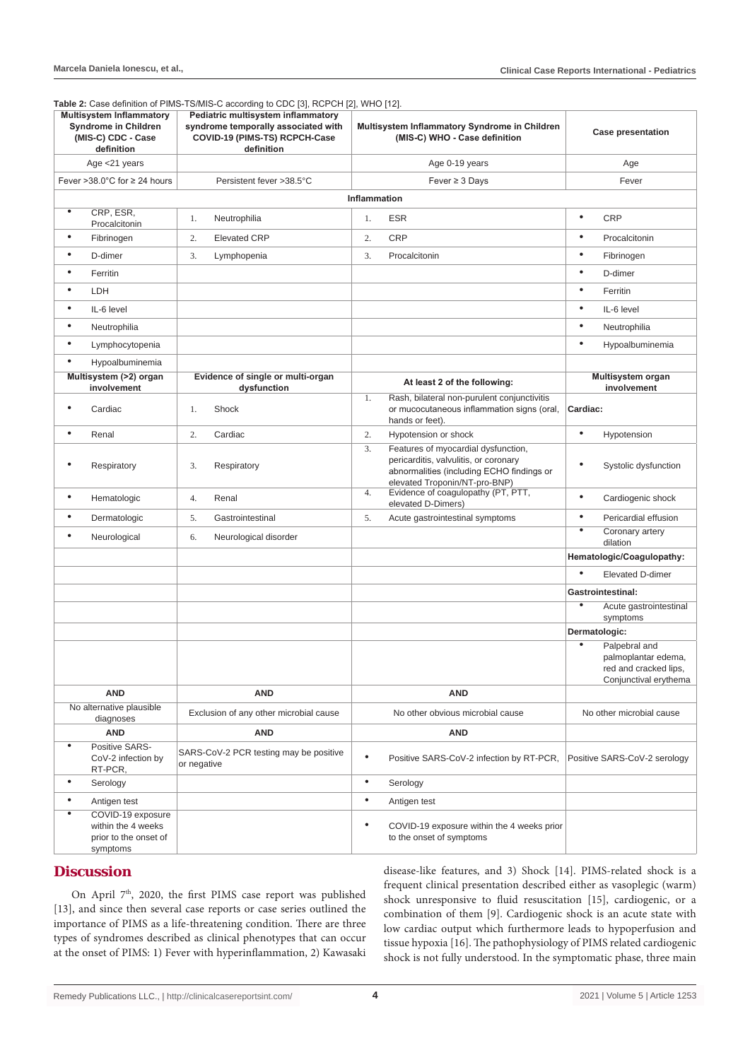**Table 2:** Case definition of PIMS-TS/MIS-C according to CDC [3], RCPCH [2], WHO [12].

| Multisystem Inflammatory Syndrome in Children (MIS-C) CDC - Case definition | Pediatric multisystem inflammatory syndrome temporally associated with COVID-19 (PIMS-TS) RCPCH-Case definition | Multisystem Inflammatory Syndrome in Children (MIS-C) WHO - Case definition | Case presentation |
|---|---|---|---|
| Age <21 years | | Age 0-19 years | Age |
| Fever >38.0°C for ≥ 24 hours | Persistent fever >38.5°C | Fever ≥ 3 Days | Fever |
| **Inflammation** | | | |
| • CRP, ESR, Procalcitonin | 1. Neutrophilia | 1. ESR | • CRP |
| • Fibrinogen | 2. Elevated CRP | 2. CRP | • Procalcitonin |
| • D-dimer | 3. Lymphopenia | 3. Procalcitonin | • Fibrinogen |
| • Ferritin | | | • D-dimer |
| • LDH | | | • Ferritin |
| • IL-6 level | | | • IL-6 level |
| • Neutrophilia | | | • Neutrophilia |
| • Lymphocytopenia | | | • Hypoalbuminemia |
| • Hypoalbuminemia | | | |
| **Multisystem (>2) organ involvement** | **Evidence of single or multi-organ dysfunction** | **At least 2 of the following:** | **Multisystem organ involvement** |
| • Cardiac | 1. Shock | 1. Rash, bilateral non-purulent conjunctivitis or mucocutaneous inflammation signs (oral, hands or feet). | **Cardiac:** |
| • Renal | 2. Cardiac | 2. Hypotension or shock | • Hypotension |
| • Respiratory | 3. Respiratory | 3. Features of myocardial dysfunction, pericarditis, valvulitis, or coronary abnormalities (including ECHO findings or elevated Troponin/NT-pro-BNP) | • Systolic dysfunction |
| • Hematologic | 4. Renal | 4. Evidence of coagulopathy (PT, PTT, elevated D-Dimers) | • Cardiogenic shock |
| • Dermatologic | 5. Gastrointestinal | 5. Acute gastrointestinal symptoms | • Pericardial effusion |
| • Neurological | 6. Neurological disorder | | • Coronary artery dilation |
| | | | **Hematologic/Coagulopathy:** |
| | | | • Elevated D-dimer |
| | | | **Gastrointestinal:** |
| | | | • Acute gastrointestinal symptoms |
| | | | **Dermatologic:** |
| | | | • Palpebral and palmoplantar edema, red and cracked lips, Conjunctival erythema |
| **AND** | **AND** | **AND** | |
| No alternative plausible diagnoses | Exclusion of any other microbial cause | No other obvious microbial cause | No other microbial cause |
| **AND** | **AND** | **AND** | |
| • Positive SARS-CoV-2 infection by RT-PCR, | SARS-CoV-2 PCR testing may be positive or negative | • Positive SARS-CoV-2 infection by RT-PCR, | Positive SARS-CoV-2 serology |
| • Serology | | • Serology | |
| • Antigen test | | • Antigen test | |
| • COVID-19 exposure within the 4 weeks prior to the onset of symptoms | | • COVID-19 exposure within the 4 weeks prior to the onset of symptoms | |

## Discussion

On April 7th, 2020, the first PIMS case report was published [13], and since then several case reports or case series outlined the importance of PIMS as a life-threatening condition. There are three types of syndromes described as clinical phenotypes that can occur at the onset of PIMS: 1) Fever with hyperinflammation, 2) Kawasaki disease-like features, and 3) Shock [14]. PIMS-related shock is a frequent clinical presentation described either as vasoplegic (warm) shock unresponsive to fluid resuscitation [15], cardiogenic, or a combination of them [9]. Cardiogenic shock is an acute state with low cardiac output which furthermore leads to hypoperfusion and tissue hypoxia [16]. The pathophysiology of PIMS related cardiogenic shock is not fully understood. In the symptomatic phase, three main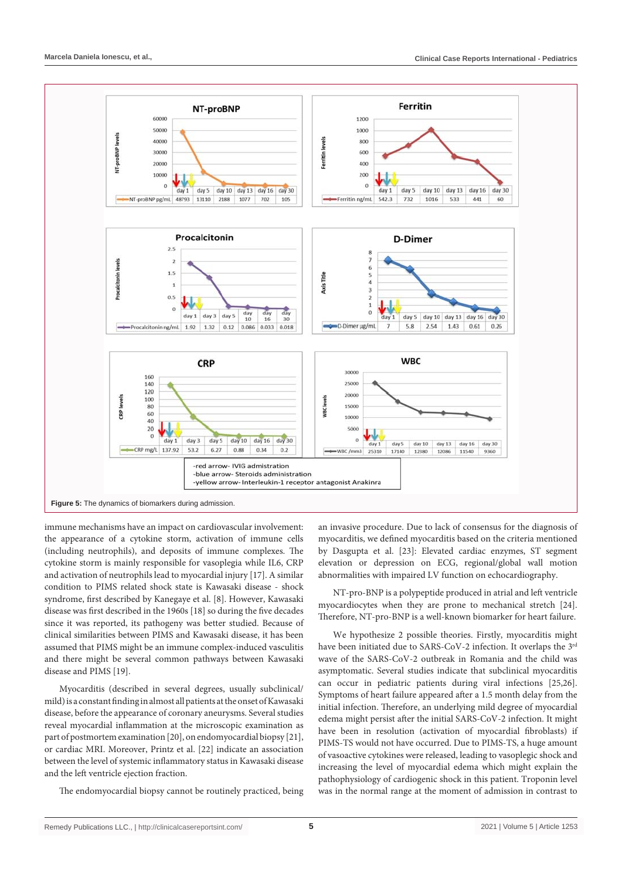| | day 1 | day 5 | day 10 | day 13 | day 16 | day 30 |
|---|---|---|---|---|---|---|
| NT-proBNP pg/mL | 48793 | 13110 | 2188 | 1077 | 702 | 105 |
| Ferritin ng/mL | 542.3 | 732 | 1016 | 533 | 441 | 60 |

| | day 1 | day 3 | day 5 | day 10 | day 16 | day 30 |
|---|---|---|---|---|---|---|
| Procalcitonin ng/mL | 1.92 | 1.32 | 0.12 | 0.086 | 0.033 | 0.018 |
| CRP mg/L | 137.92 | 53.2 | 6.27 | 0.88 | 0.34 | 0.2 |

| | day 1 | day 5 | day 10 | day 13 | day 16 | day 30 |
|---|---|---|---|---|---|---|
| D-Dimer µg/mL | 7 | 5.8 | 2.54 | 1.43 | 0.61 | 0.26 |
| WBC /mm3 | 25310 | 17140 | 12380 | 12086 | 11540 | 9360 |

-red arrow- IVIG admistration
-blue arrow- Steroids administration
-yellow arrow- Interleukin-1 receptor antagonist Anakinra

**Figure 5:** The dynamics of biomarkers during admission.

immune mechanisms have an impact on cardiovascular involvement: the appearance of a cytokine storm, activation of immune cells (including neutrophils), and deposits of immune complexes. The cytokine storm is mainly responsible for vasoplegia while IL6, CRP and activation of neutrophils lead to myocardial injury [17]. A similar condition to PIMS related shock state is Kawasaki disease - shock syndrome, first described by Kanegaye et al. [8]. However, Kawasaki disease was first described in the 1960s [18] so during the five decades since it was reported, its pathogeny was better studied. Because of clinical similarities between PIMS and Kawasaki disease, it has been assumed that PIMS might be an immune complex-induced vasculitis and there might be several common pathways between Kawasaki disease and PIMS [19].

Myocarditis (described in several degrees, usually subclinical/mild) is a constant finding in almost all patients at the onset of Kawasaki disease, before the appearance of coronary aneurysms. Several studies reveal myocardial inflammation at the microscopic examination as part of postmortem examination [20], on endomyocardial biopsy [21], or cardiac MRI. Moreover, Printz et al. [22] indicate an association between the level of systemic inflammatory status in Kawasaki disease and the left ventricle ejection fraction.

The endomyocardial biopsy cannot be routinely practiced, being an invasive procedure. Due to lack of consensus for the diagnosis of myocarditis, we defined myocarditis based on the criteria mentioned by Dasgupta et al. [23]: Elevated cardiac enzymes, ST segment elevation or depression on ECG, regional/global wall motion abnormalities with impaired LV function on echocardiography.

NT-pro-BNP is a polypeptide produced in atrial and left ventricle myocardiocytes when they are prone to mechanical stretch [24]. Therefore, NT-pro-BNP is a well-known biomarker for heart failure.

We hypothesize 2 possible theories. Firstly, myocarditis might have been initiated due to SARS-CoV-2 infection. It overlaps the 3rd wave of the SARS-CoV-2 outbreak in Romania and the child was asymptomatic. Several studies indicate that subclinical myocarditis can occur in pediatric patients during viral infections [25,26]. Symptoms of heart failure appeared after a 1.5 month delay from the initial infection. Therefore, an underlying mild degree of myocardial edema might persist after the initial SARS-CoV-2 infection. It might have been in resolution (activation of myocardial fibroblasts) if PIMS-TS would not have occurred. Due to PIMS-TS, a huge amount of vasoactive cytokines were released, leading to vasoplegic shock and increasing the level of myocardial edema which might explain the pathophysiology of cardiogenic shock in this patient. Troponin level was in the normal range at the moment of admission in contrast to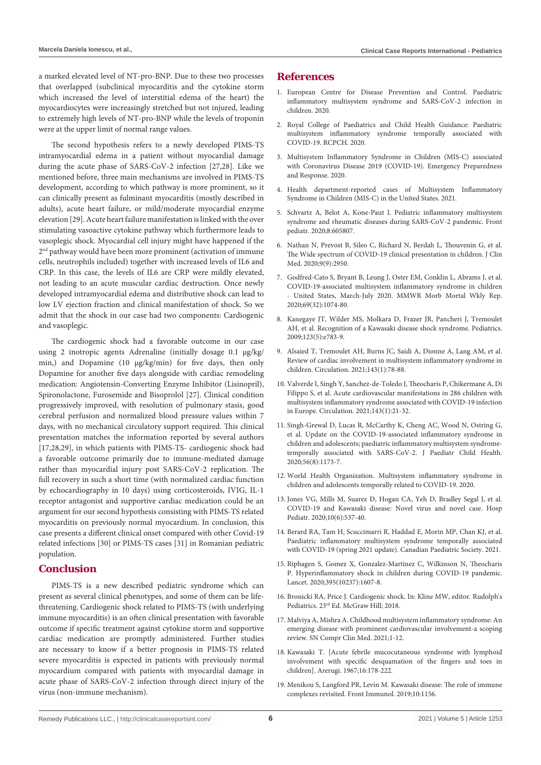a marked elevated level of NT-pro-BNP. Due to these two processes that overlapped (subclinical myocarditis and the cytokine storm which increased the level of interstitial edema of the heart) the myocardiocytes were increasingly stretched but not injured, leading to extremely high levels of NT-pro-BNP while the levels of troponin were at the upper limit of normal range values.

The second hypothesis refers to a newly developed PIMS-TS intramyocardial edema in a patient without myocardial damage during the acute phase of SARS-CoV-2 infection [27,28]. Like we mentioned before, three main mechanisms are involved in PIMS-TS development, according to which pathway is more prominent, so it can clinically present as fulminant myocarditis (mostly described in adults), acute heart failure, or mild/moderate myocardial enzyme elevation [29]. Acute heart failure manifestation is linked with the over stimulating vasoactive cytokine pathway which furthermore leads to vasoplegic shock. Myocardial cell injury might have happened if the 2nd pathway would have been more prominent (activation of immune cells, neutrophils included) together with increased levels of IL6 and CRP. In this case, the levels of IL6 are CRP were mildly elevated, not leading to an acute muscular cardiac destruction. Once newly developed intramyocardial edema and distributive shock can lead to low LV ejection fraction and clinical manifestation of shock. So we admit that the shock in our case had two components: Cardiogenic and vasoplegic.

The cardiogenic shock had a favorable outcome in our case using 2 inotropic agents Adrenaline (initially dosage 0.1 µg/kg/min,) and Dopamine (10 µg/kg/min) for five days, then only Dopamine for another five days alongside with cardiac remodeling medication: Angiotensin-Converting Enzyme Inhibitor (Lisinopril), Spironolactone, Furosemide and Bisoprolol [27]. Clinical condition progressively improved, with resolution of pulmonary stasis, good cerebral perfusion and normalized blood pressure values within 7 days, with no mechanical circulatory support required. This clinical presentation matches the information reported by several authors [17,28,29], in which patients with PIMS-TS- cardiogenic shock had a favorable outcome primarily due to immune-mediated damage rather than myocardial injury post SARS-CoV-2 replication. The full recovery in such a short time (with normalized cardiac function by echocardiography in 10 days) using corticosteroids, IVIG, IL-1 receptor antagonist and supportive cardiac medication could be an argument for our second hypothesis consisting with PIMS-TS related myocarditis on previously normal myocardium. In conclusion, this case presents a different clinical onset compared with other Covid-19 related infections [30] or PIMS-TS cases [31] in Romanian pediatric population.

## Conclusion

PIMS-TS is a new described pediatric syndrome which can present as several clinical phenotypes, and some of them can be life-threatening. Cardiogenic shock related to PIMS-TS (with underlying immune myocarditis) is an often clinical presentation with favorable outcome if specific treatment against cytokine storm and supportive cardiac medication are promptly administered. Further studies are necessary to know if a better prognosis in PIMS-TS related severe myocarditis is expected in patients with previously normal myocardium compared with patients with myocardial damage in acute phase of SARS-CoV-2 infection through direct injury of the virus (non-immune mechanism).

## References

1. European Centre for Disease Prevention and Control. Paediatric inflammatory multisystem syndrome and SARS-CoV-2 infection in children. 2020.
2. Royal College of Paediatrics and Child Health Guidance: Paediatric multisystem inflammatory syndrome temporally associated with COVID-19. RCPCH. 2020.
3. Multisystem Inflammatory Syndrome in Children (MIS-C) associated with Coronavirus Disease 2019 (COVID-19). Emergency Preparedness and Response. 2020.
4. Health department-reported cases of Multisystem Inflammatory Syndrome in Children (MIS-C) in the United States. 2021.
5. Schvartz A, Belot A, Kone-Paut I. Pediatric inflammatory multisystem syndrome and rheumatic diseases during SARS-CoV-2 pandemic. Front pediatr. 2020;8:605807.
6. Nathan N, Prevost B, Sileo C, Richard N, Berdah L, Thouvenin G, et al. The Wide spectrum of COVID-19 clinical presentation in children. J Clin Med. 2020;9(9):2950.
7. Godfred-Cato S, Bryant B, Leung J, Oster EM, Conklin L, Abrams J, et al. COVID-19-associated multisystem inflammatory syndrome in children - United States, March-July 2020. MMWR Morb Mortal Wkly Rep. 2020;69(32):1074-80.
8. Kanegaye JT, Wilder MS, Molkara D, Frazer JR, Pancheri J, Tremoulet AH, et al. Recognition of a Kawasaki disease shock syndrome. Pediatrics. 2009;123(5):e783-9.
9. Alsaied T, Tremoulet AH, Burns JC, Saidi A, Dionne A, Lang AM, et al. Review of cardiac involvement in multisystem inflammatory syndrome in children. Circulation. 2021;143(1):78-88.
10. Valverde I, Singh Y, Sanchez-de-Toledo J, Theocharis P, Chikermane A, Di Filippo S, et al. Acute cardiovascular manifestations in 286 children with multisystem inflammatory syndrome associated with COVID-19 infection in Europe. Circulation. 2021;143(1):21-32.
11. Singh-Grewal D, Lucas R, McCarthy K, Cheng AC, Wood N, Ostring G, et al. Update on the COVID-19-associated inflammatory syndrome in children and adolescents; paediatric inflammatory multisystem syndrome-temporally associated with SARS-CoV-2. J Paediatr Child Health. 2020;56(8):1173-7.
12. World Health Organization. Multisystem inflammatory syndrome in children and adolescents temporally related to COVID-19. 2020.
13. Jones VG, Mills M, Suarez D, Hogan CA, Yeh D, Bradley Segal J, et al. COVID-19 and Kawasaki disease: Novel virus and novel case. Hosp Pediatr. 2020;10(6):537-40.
14. Berard RA, Tam H, Scuccimarri R, Haddad E, Morin MP, Chan KJ, et al. Paediatric inflammatory multisystem syndrome temporally associated with COVID-19 (spring 2021 update). Canadian Paediatric Society. 2021.
15. Riphagen S, Gomez X, Gonzalez-Martinez C, Wilkinson N, Theocharis P. Hyperinflammatory shock in children during COVID-19 pandemic. Lancet. 2020;395(10237):1607-8.
16. Bronicki RA, Price J. Cardiogenic shock. In: Kline MW, editor. Rudolph's Pediatrics. 23rd Ed. McGraw Hill; 2018.
17. Malviya A, Mishra A. Childhood multisystem inflammatory syndrome: An emerging disease with prominent cardiovascular involvement-a scoping review. SN Compr Clin Med. 2021;1-12.
18. Kawasaki T. [Acute febrile mucocutaneous syndrome with lymphoid involvement with specific desquamation of the fingers and toes in children]. Arerugi. 1967;16:178-222.
19. Menikou S, Langford PR, Levin M. Kawasaki disease: The role of immune complexes revisited. Front Immunol. 2019;10:1156.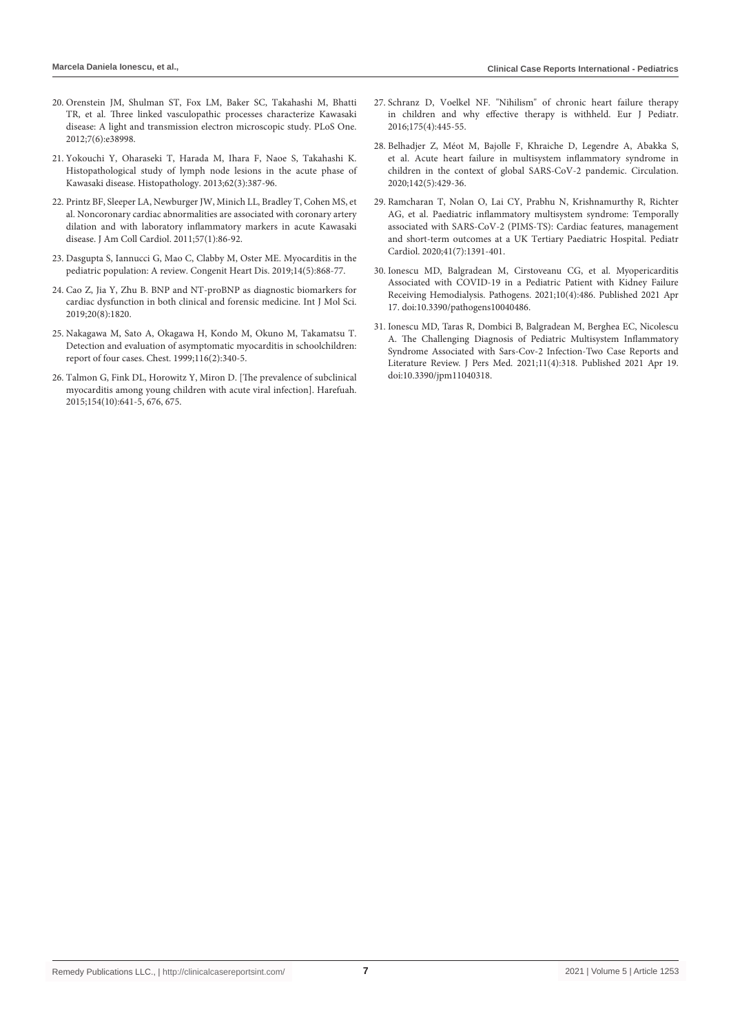20. Orenstein JM, Shulman ST, Fox LM, Baker SC, Takahashi M, Bhatti TR, et al. Three linked vasculopathic processes characterize Kawasaki disease: A light and transmission electron microscopic study. PLoS One. 2012;7(6):e38998.

21. Yokouchi Y, Oharaseki T, Harada M, Ihara F, Naoe S, Takahashi K. Histopathological study of lymph node lesions in the acute phase of Kawasaki disease. Histopathology. 2013;62(3):387-96.

22. Printz BF, Sleeper LA, Newburger JW, Minich LL, Bradley T, Cohen MS, et al. Noncoronary cardiac abnormalities are associated with coronary artery dilation and with laboratory inflammatory markers in acute Kawasaki disease. J Am Coll Cardiol. 2011;57(1):86-92.

23. Dasgupta S, Iannucci G, Mao C, Clabby M, Oster ME. Myocarditis in the pediatric population: A review. Congenit Heart Dis. 2019;14(5):868-77.

24. Cao Z, Jia Y, Zhu B. BNP and NT-proBNP as diagnostic biomarkers for cardiac dysfunction in both clinical and forensic medicine. Int J Mol Sci. 2019;20(8):1820.

25. Nakagawa M, Sato A, Okagawa H, Kondo M, Okuno M, Takamatsu T. Detection and evaluation of asymptomatic myocarditis in schoolchildren: report of four cases. Chest. 1999;116(2):340-5.

26. Talmon G, Fink DL, Horowitz Y, Miron D. [The prevalence of subclinical myocarditis among young children with acute viral infection]. Harefuah. 2015;154(10):641-5, 676, 675.

27. Schranz D, Voelkel NF. "Nihilism" of chronic heart failure therapy in children and why effective therapy is withheld. Eur J Pediatr. 2016;175(4):445-55.

28. Belhadjer Z, Méot M, Bajolle F, Khraiche D, Legendre A, Abakka S, et al. Acute heart failure in multisystem inflammatory syndrome in children in the context of global SARS-CoV-2 pandemic. Circulation. 2020;142(5):429-36.

29. Ramcharan T, Nolan O, Lai CY, Prabhu N, Krishnamurthy R, Richter AG, et al. Paediatric inflammatory multisystem syndrome: Temporally associated with SARS-CoV-2 (PIMS-TS): Cardiac features, management and short-term outcomes at a UK Tertiary Paediatric Hospital. Pediatr Cardiol. 2020;41(7):1391-401.

30. Ionescu MD, Balgradean M, Cirstoveanu CG, et al. Myopericarditis Associated with COVID-19 in a Pediatric Patient with Kidney Failure Receiving Hemodialysis. Pathogens. 2021;10(4):486. Published 2021 Apr 17. doi:10.3390/pathogens10040486.

31. Ionescu MD, Taras R, Dombici B, Balgradean M, Berghea EC, Nicolescu A. The Challenging Diagnosis of Pediatric Multisystem Inflammatory Syndrome Associated with Sars-Cov-2 Infection-Two Case Reports and Literature Review. J Pers Med. 2021;11(4):318. Published 2021 Apr 19. doi:10.3390/jpm11040318.